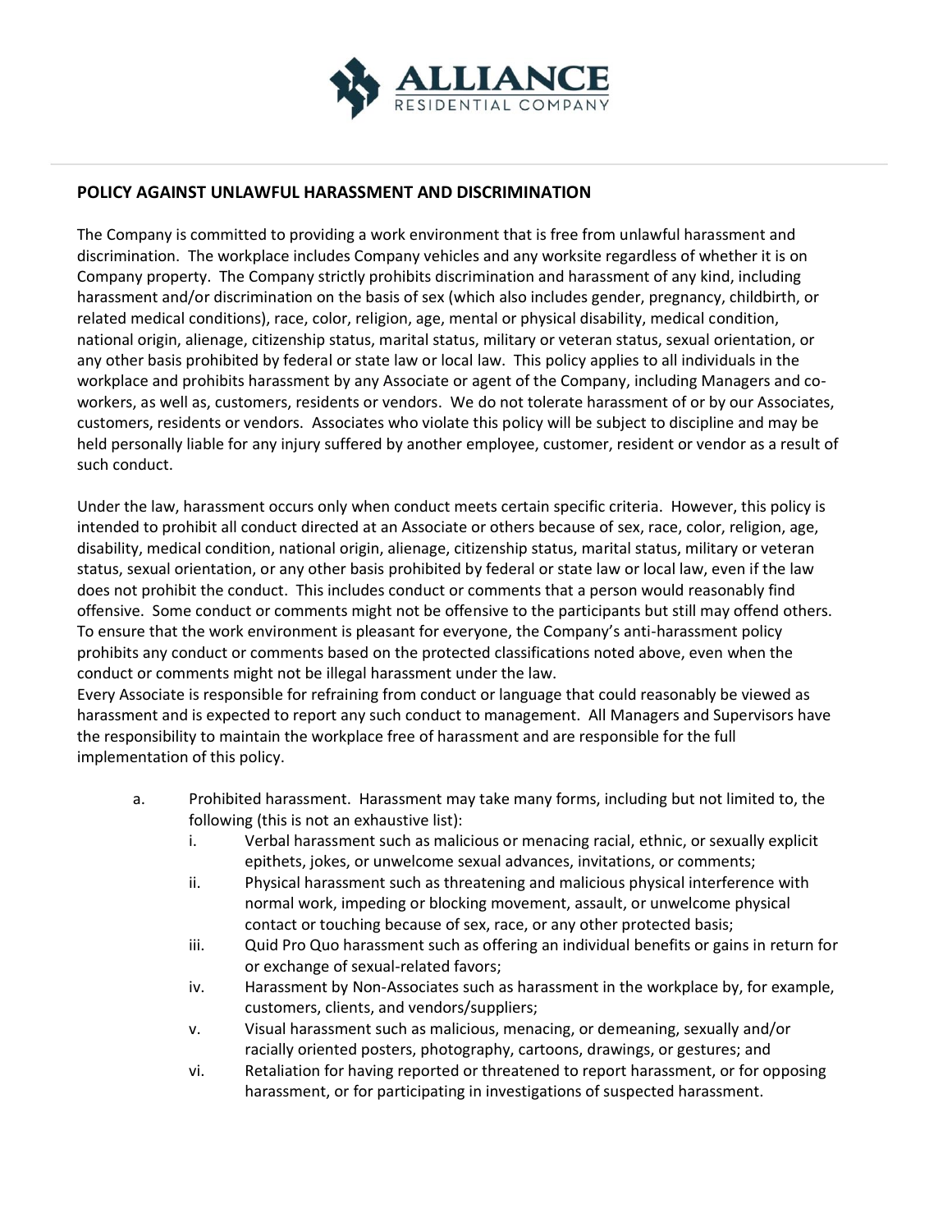## POLICY AGAINST UNLAWFUL HARASSMENT AND DISCRIMINATION

The Company is committed to providing a work environment that is free from unlawful harassment and discrimination. The workplace includes Company vehicles and any worksite regardless of whether it is on Company property. The Company strictly prohibits discrimination and harassment of any kind, including harassment and/or discrimination on the basis of sex (which also includes gender, pregnancy, childbirth, or related medical conditions), race, color, religion, age, mental or physical disability, medical condition, national origin, alienage, citizenship status, marital status, military or veteran status, sexual orientation, or any other basis prohibited by federal or state law or local law. This policy applies to all individuals in the workplace and prohibits harassment by any Associate or agent of the Company, including Managers and co-workers, as well as, customers, residents or vendors. We do not tolerate harassment of or by our Associates, customers, residents or vendors. Associates who violate this policy will be subject to discipline and may be held personally liable for any injury suffered by another employee, customer, resident or vendor as a result of such conduct.

Under the law, harassment occurs only when conduct meets certain specific criteria. However, this policy is intended to prohibit all conduct directed at an Associate or others because of sex, race, color, religion, age, disability, medical condition, national origin, alienage, citizenship status, marital status, military or veteran status, sexual orientation, or any other basis prohibited by federal or state law or local law, even if the law does not prohibit the conduct. This includes conduct or comments that a person would reasonably find offensive. Some conduct or comments might not be offensive to the participants but still may offend others. To ensure that the work environment is pleasant for everyone, the Company's anti-harassment policy prohibits any conduct or comments based on the protected classifications noted above, even when the conduct or comments might not be illegal harassment under the law.

Every Associate is responsible for refraining from conduct or language that could reasonably be viewed as harassment and is expected to report any such conduct to management. All Managers and Supervisors have the responsibility to maintain the workplace free of harassment and are responsible for the full implementation of this policy.

a. Prohibited harassment. Harassment may take many forms, including but not limited to, the following (this is not an exhaustive list):
   i. Verbal harassment such as malicious or menacing racial, ethnic, or sexually explicit epithets, jokes, or unwelcome sexual advances, invitations, or comments;
   ii. Physical harassment such as threatening and malicious physical interference with normal work, impeding or blocking movement, assault, or unwelcome physical contact or touching because of sex, race, or any other protected basis;
   iii. Quid Pro Quo harassment such as offering an individual benefits or gains in return for or exchange of sexual-related favors;
   iv. Harassment by Non-Associates such as harassment in the workplace by, for example, customers, clients, and vendors/suppliers;
   v. Visual harassment such as malicious, menacing, or demeaning, sexually and/or racially oriented posters, photography, cartoons, drawings, or gestures; and
   vi. Retaliation for having reported or threatened to report harassment, or for opposing harassment, or for participating in investigations of suspected harassment.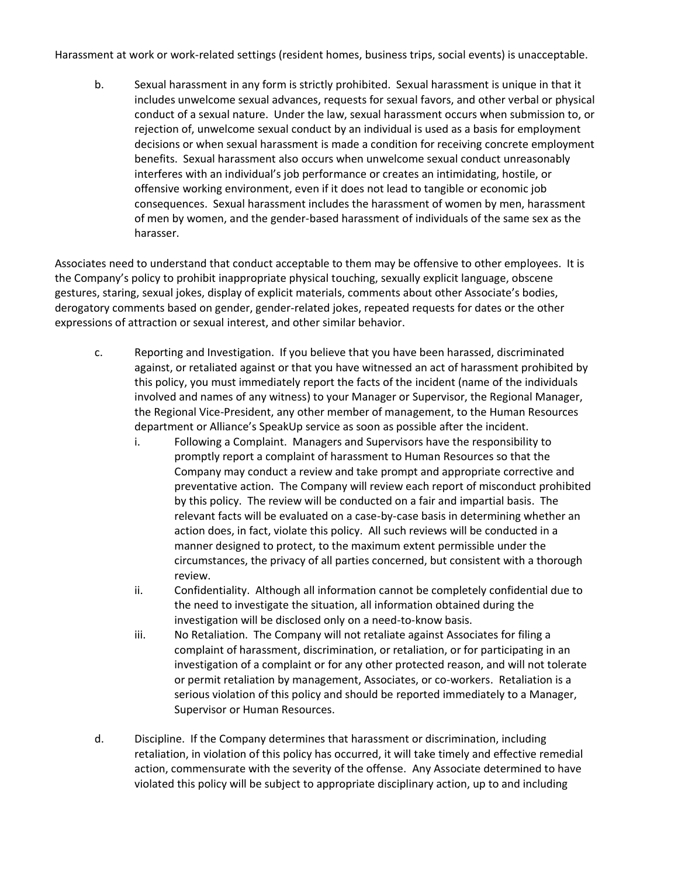Harassment at work or work-related settings (resident homes, business trips, social events) is unacceptable.

b. Sexual harassment in any form is strictly prohibited. Sexual harassment is unique in that it includes unwelcome sexual advances, requests for sexual favors, and other verbal or physical conduct of a sexual nature. Under the law, sexual harassment occurs when submission to, or rejection of, unwelcome sexual conduct by an individual is used as a basis for employment decisions or when sexual harassment is made a condition for receiving concrete employment benefits. Sexual harassment also occurs when unwelcome sexual conduct unreasonably interferes with an individual's job performance or creates an intimidating, hostile, or offensive working environment, even if it does not lead to tangible or economic job consequences. Sexual harassment includes the harassment of women by men, harassment of men by women, and the gender-based harassment of individuals of the same sex as the harasser.

Associates need to understand that conduct acceptable to them may be offensive to other employees. It is the Company's policy to prohibit inappropriate physical touching, sexually explicit language, obscene gestures, staring, sexual jokes, display of explicit materials, comments about other Associate's bodies, derogatory comments based on gender, gender-related jokes, repeated requests for dates or the other expressions of attraction or sexual interest, and other similar behavior.

c. Reporting and Investigation. If you believe that you have been harassed, discriminated against, or retaliated against or that you have witnessed an act of harassment prohibited by this policy, you must immediately report the facts of the incident (name of the individuals involved and names of any witness) to your Manager or Supervisor, the Regional Manager, the Regional Vice-President, any other member of management, to the Human Resources department or Alliance's SpeakUp service as soon as possible after the incident.

   i. Following a Complaint. Managers and Supervisors have the responsibility to promptly report a complaint of harassment to Human Resources so that the Company may conduct a review and take prompt and appropriate corrective and preventative action. The Company will review each report of misconduct prohibited by this policy. The review will be conducted on a fair and impartial basis. The relevant facts will be evaluated on a case-by-case basis in determining whether an action does, in fact, violate this policy. All such reviews will be conducted in a manner designed to protect, to the maximum extent permissible under the circumstances, the privacy of all parties concerned, but consistent with a thorough review.

   ii. Confidentiality. Although all information cannot be completely confidential due to the need to investigate the situation, all information obtained during the investigation will be disclosed only on a need-to-know basis.

   iii. No Retaliation. The Company will not retaliate against Associates for filing a complaint of harassment, discrimination, or retaliation, or for participating in an investigation of a complaint or for any other protected reason, and will not tolerate or permit retaliation by management, Associates, or co-workers. Retaliation is a serious violation of this policy and should be reported immediately to a Manager, Supervisor or Human Resources.

d. Discipline. If the Company determines that harassment or discrimination, including retaliation, in violation of this policy has occurred, it will take timely and effective remedial action, commensurate with the severity of the offense. Any Associate determined to have violated this policy will be subject to appropriate disciplinary action, up to and including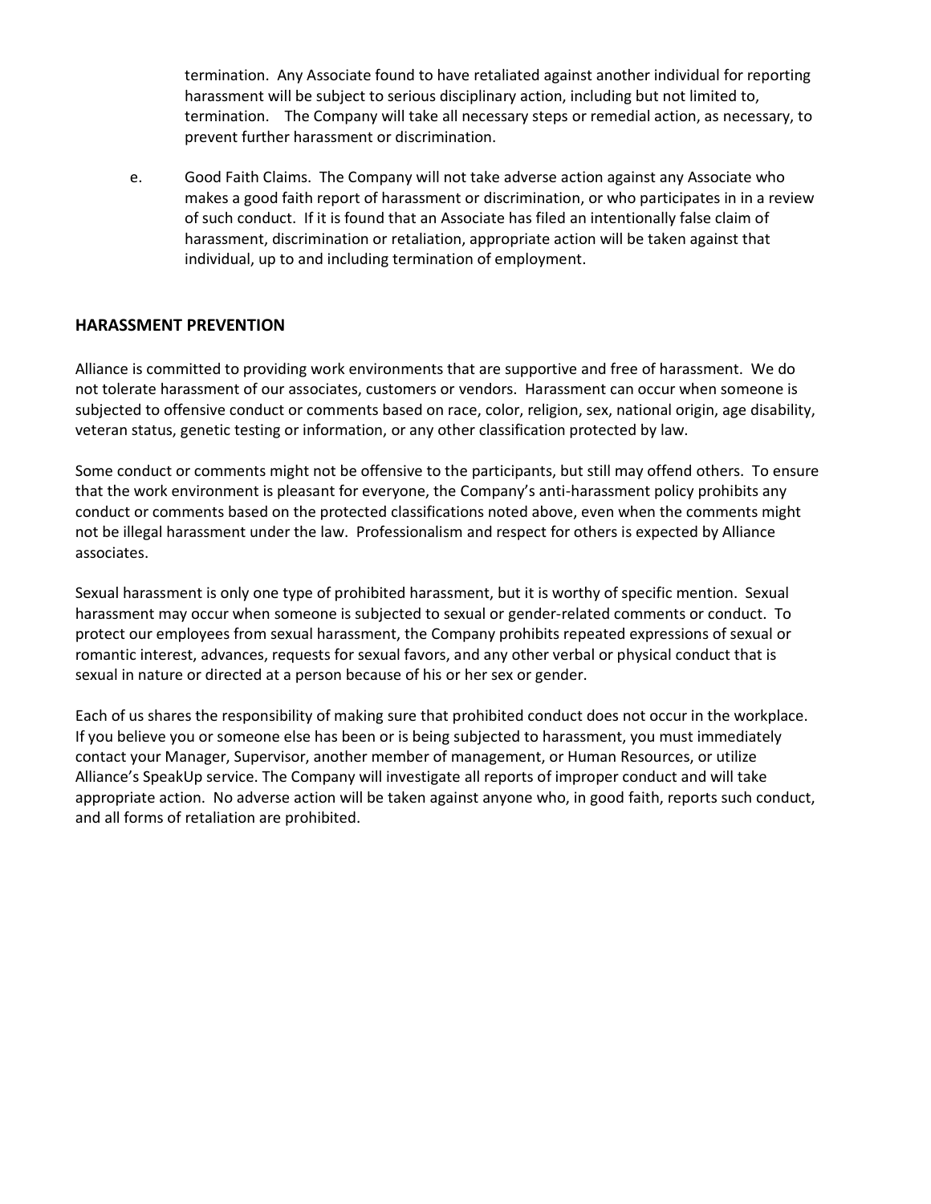termination. Any Associate found to have retaliated against another individual for reporting harassment will be subject to serious disciplinary action, including but not limited to, termination. The Company will take all necessary steps or remedial action, as necessary, to prevent further harassment or discrimination.

e. Good Faith Claims. The Company will not take adverse action against any Associate who makes a good faith report of harassment or discrimination, or who participates in in a review of such conduct. If it is found that an Associate has filed an intentionally false claim of harassment, discrimination or retaliation, appropriate action will be taken against that individual, up to and including termination of employment.

## HARASSMENT PREVENTION

Alliance is committed to providing work environments that are supportive and free of harassment. We do not tolerate harassment of our associates, customers or vendors. Harassment can occur when someone is subjected to offensive conduct or comments based on race, color, religion, sex, national origin, age disability, veteran status, genetic testing or information, or any other classification protected by law.

Some conduct or comments might not be offensive to the participants, but still may offend others. To ensure that the work environment is pleasant for everyone, the Company's anti-harassment policy prohibits any conduct or comments based on the protected classifications noted above, even when the comments might not be illegal harassment under the law. Professionalism and respect for others is expected by Alliance associates.

Sexual harassment is only one type of prohibited harassment, but it is worthy of specific mention. Sexual harassment may occur when someone is subjected to sexual or gender-related comments or conduct. To protect our employees from sexual harassment, the Company prohibits repeated expressions of sexual or romantic interest, advances, requests for sexual favors, and any other verbal or physical conduct that is sexual in nature or directed at a person because of his or her sex or gender.

Each of us shares the responsibility of making sure that prohibited conduct does not occur in the workplace. If you believe you or someone else has been or is being subjected to harassment, you must immediately contact your Manager, Supervisor, another member of management, or Human Resources, or utilize Alliance's SpeakUp service. The Company will investigate all reports of improper conduct and will take appropriate action. No adverse action will be taken against anyone who, in good faith, reports such conduct, and all forms of retaliation are prohibited.